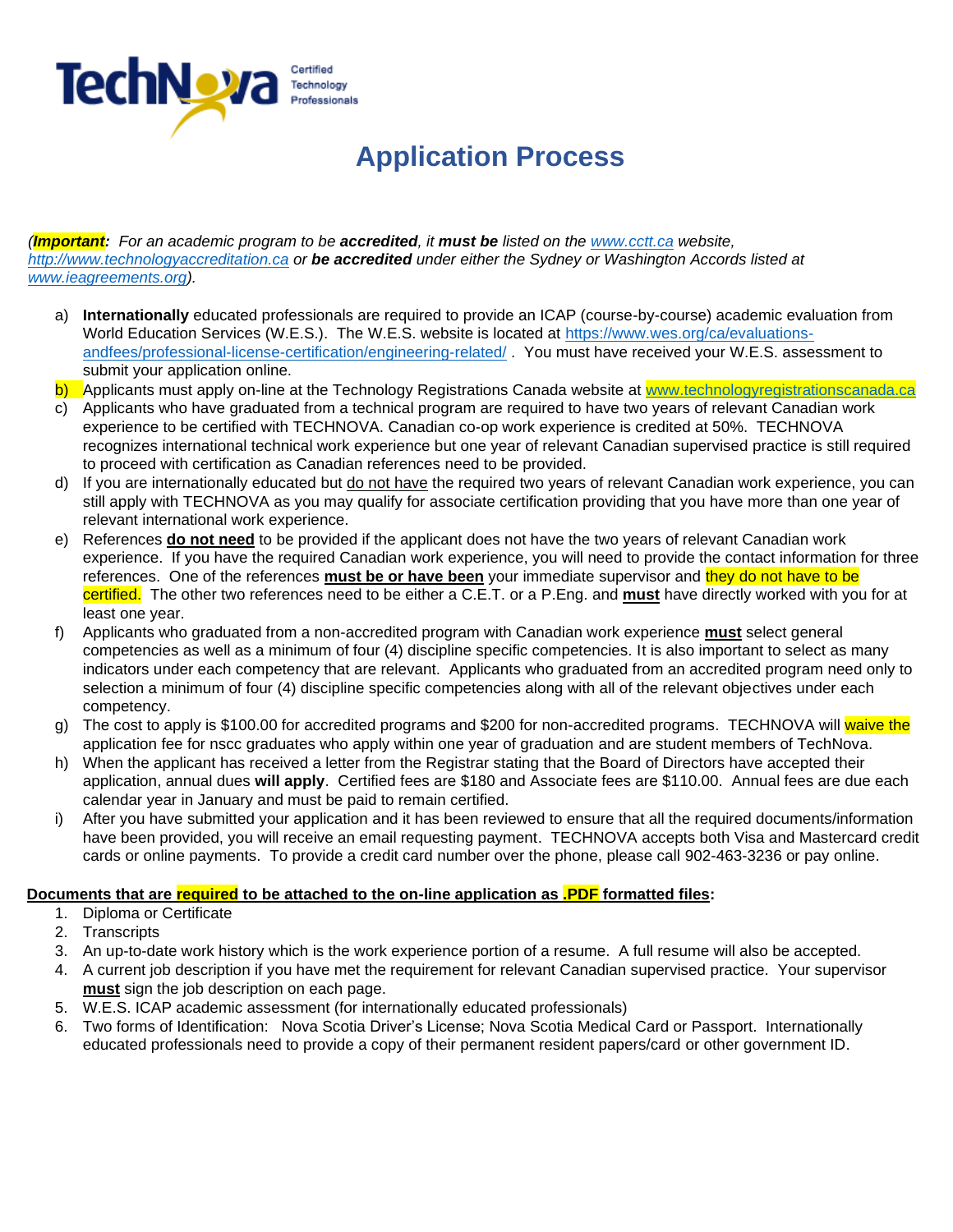TechNova Certified Technology Professionals

# Application Process

*(**Important:** For an academic program to be **accredited**, it **must be** listed on the www.cctt.ca website, http://www.technologyaccreditation.ca or **be accredited** under either the Sydney or Washington Accords listed at www.ieagreements.org).*

a) **Internationally** educated professionals are required to provide an ICAP (course-by-course) academic evaluation from World Education Services (W.E.S.). The W.E.S. website is located at https://www.wes.org/ca/evaluations-andfees/professional-license-certification/engineering-related/ . You must have received your W.E.S. assessment to submit your application online.

b) Applicants must apply on-line at the Technology Registrations Canada website at www.technologyregistrationscanada.ca

c) Applicants who have graduated from a technical program are required to have two years of relevant Canadian work experience to be certified with TECHNOVA. Canadian co-op work experience is credited at 50%. TECHNOVA recognizes international technical work experience but one year of relevant Canadian supervised practice is still required to proceed with certification as Canadian references need to be provided.

d) If you are internationally educated but do not have the required two years of relevant Canadian work experience, you can still apply with TECHNOVA as you may qualify for associate certification providing that you have more than one year of relevant international work experience.

e) References **do not need** to be provided if the applicant does not have the two years of relevant Canadian work experience. If you have the required Canadian work experience, you will need to provide the contact information for three references. One of the references **must be or have been** your immediate supervisor and they do not have to be certified. The other two references need to be either a C.E.T. or a P.Eng. and **must** have directly worked with you for at least one year.

f) Applicants who graduated from a non-accredited program with Canadian work experience **must** select general competencies as well as a minimum of four (4) discipline specific competencies. It is also important to select as many indicators under each competency that are relevant. Applicants who graduated from an accredited program need only to selection a minimum of four (4) discipline specific competencies along with all of the relevant objectives under each competency.

g) The cost to apply is $100.00 for accredited programs and $200 for non-accredited programs. TECHNOVA will waive the application fee for nscc graduates who apply within one year of graduation and are student members of TechNova.

h) When the applicant has received a letter from the Registrar stating that the Board of Directors have accepted their application, annual dues **will apply**. Certified fees are $180 and Associate fees are $110.00. Annual fees are due each calendar year in January and must be paid to remain certified.

i) After you have submitted your application and it has been reviewed to ensure that all the required documents/information have been provided, you will receive an email requesting payment. TECHNOVA accepts both Visa and Mastercard credit cards or online payments. To provide a credit card number over the phone, please call 902-463-3236 or pay online.

**Documents that are required to be attached to the on-line application as .PDF formatted files:**

1. Diploma or Certificate
2. Transcripts
3. An up-to-date work history which is the work experience portion of a resume. A full resume will also be accepted.
4. A current job description if you have met the requirement for relevant Canadian supervised practice. Your supervisor **must** sign the job description on each page.
5. W.E.S. ICAP academic assessment (for internationally educated professionals)
6. Two forms of Identification: Nova Scotia Driver's License; Nova Scotia Medical Card or Passport. Internationally educated professionals need to provide a copy of their permanent resident papers/card or other government ID.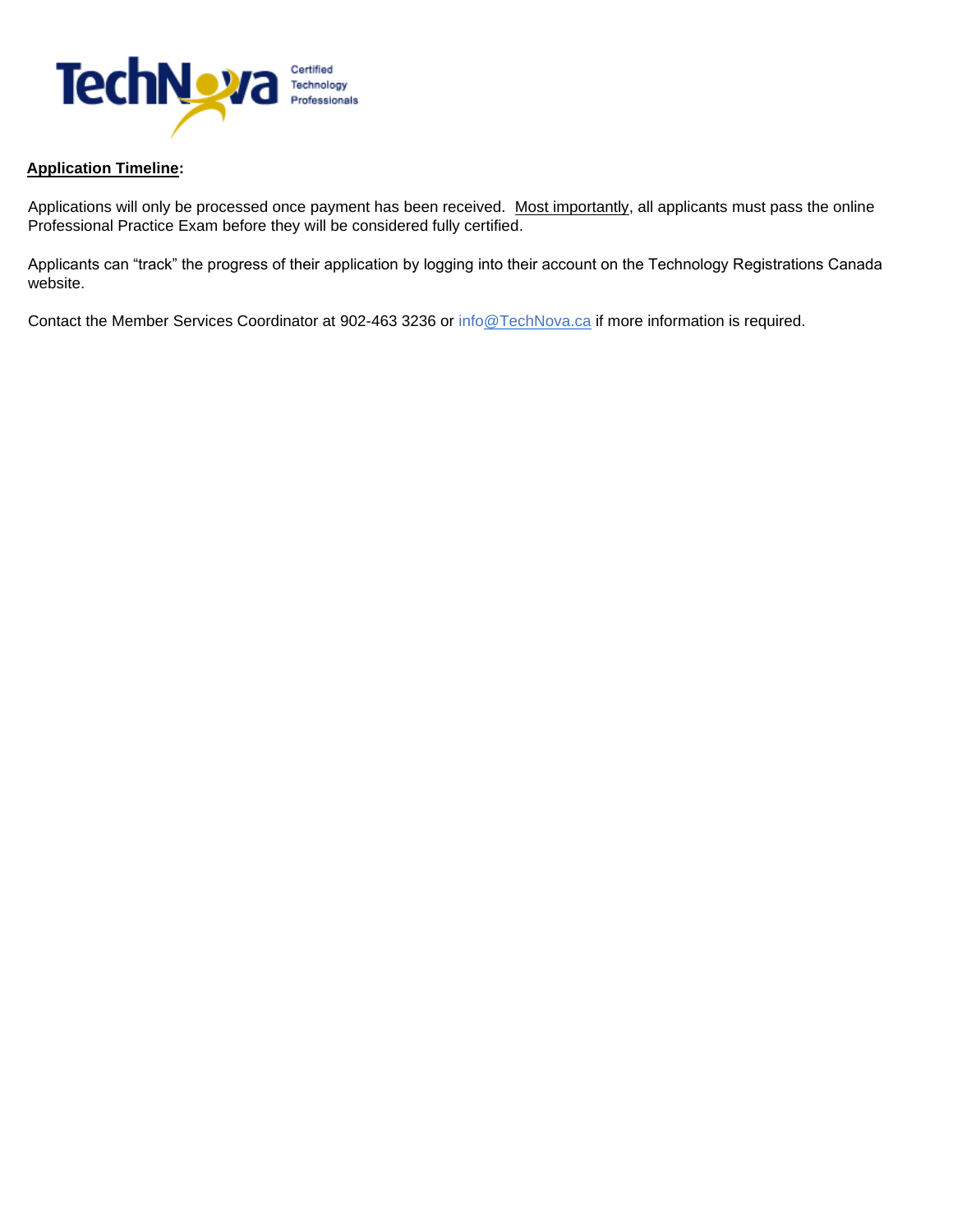**Application Timeline:**

Applications will only be processed once payment has been received. Most importantly, all applicants must pass the online Professional Practice Exam before they will be considered fully certified.

Applicants can "track" the progress of their application by logging into their account on the Technology Registrations Canada website.

Contact the Member Services Coordinator at 902-463 3236 or info@TechNova.ca if more information is required.